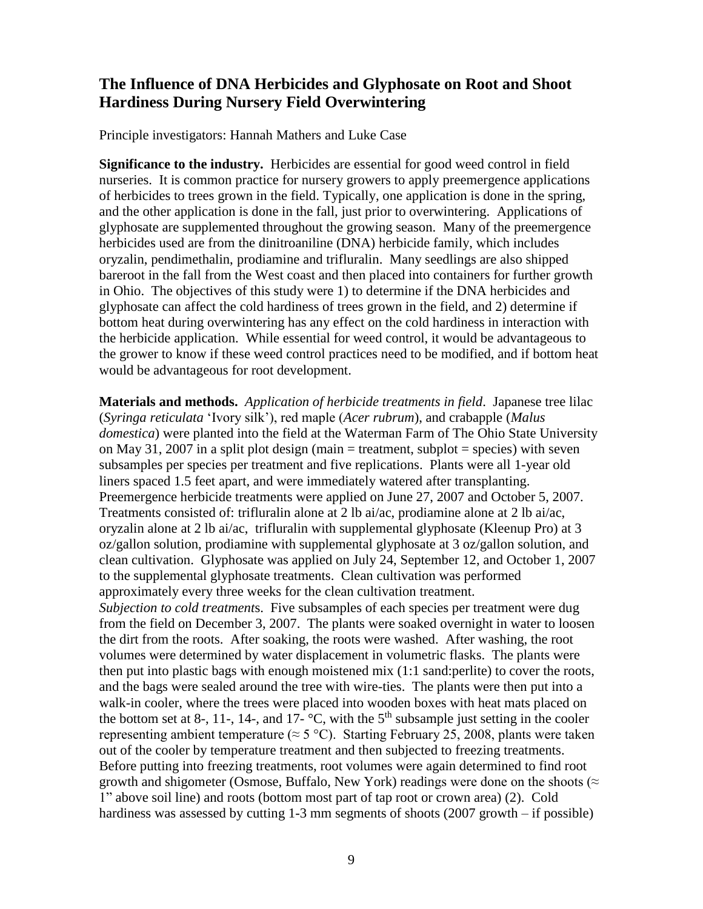## The Influence of DNA Herbicides and Glyphosate on Root and Shoot Hardiness During Nursery Field Overwintering

Principle investigators: Hannah Mathers and Luke Case

**Significance to the industry.** Herbicides are essential for good weed control in field nurseries. It is common practice for nursery growers to apply preemergence applications of herbicides to trees grown in the field. Typically, one application is done in the spring, and the other application is done in the fall, just prior to overwintering. Applications of glyphosate are supplemented throughout the growing season. Many of the preemergence herbicides used are from the dinitroaniline (DNA) herbicide family, which includes oryzalin, pendimethalin, prodiamine and trifluralin. Many seedlings are also shipped bareroot in the fall from the West coast and then placed into containers for further growth in Ohio. The objectives of this study were 1) to determine if the DNA herbicides and glyphosate can affect the cold hardiness of trees grown in the field, and 2) determine if bottom heat during overwintering has any effect on the cold hardiness in interaction with the herbicide application. While essential for weed control, it would be advantageous to the grower to know if these weed control practices need to be modified, and if bottom heat would be advantageous for root development.

**Materials and methods.** *Application of herbicide treatments in field*. Japanese tree lilac (*Syringa reticulata* 'Ivory silk'), red maple (*Acer rubrum*), and crabapple (*Malus domestica*) were planted into the field at the Waterman Farm of The Ohio State University on May 31, 2007 in a split plot design (main = treatment, subplot = species) with seven subsamples per species per treatment and five replications. Plants were all 1-year old liners spaced 1.5 feet apart, and were immediately watered after transplanting. Preemergence herbicide treatments were applied on June 27, 2007 and October 5, 2007. Treatments consisted of: trifluralin alone at 2 lb ai/ac, prodiamine alone at 2 lb ai/ac, oryzalin alone at 2 lb ai/ac, trifluralin with supplemental glyphosate (Kleenup Pro) at 3 oz/gallon solution, prodiamine with supplemental glyphosate at 3 oz/gallon solution, and clean cultivation. Glyphosate was applied on July 24, September 12, and October 1, 2007 to the supplemental glyphosate treatments. Clean cultivation was performed approximately every three weeks for the clean cultivation treatment.

*Subjection to cold treatments*. Five subsamples of each species per treatment were dug from the field on December 3, 2007. The plants were soaked overnight in water to loosen the dirt from the roots. After soaking, the roots were washed. After washing, the root volumes were determined by water displacement in volumetric flasks. The plants were then put into plastic bags with enough moistened mix (1:1 sand:perlite) to cover the roots, and the bags were sealed around the tree with wire-ties. The plants were then put into a walk-in cooler, where the trees were placed into wooden boxes with heat mats placed on the bottom set at 8-, 11-, 14-, and 17- °C, with the 5$^{th}$ subsample just setting in the cooler representing ambient temperature ($\approx$ 5 °C). Starting February 25, 2008, plants were taken out of the cooler by temperature treatment and then subjected to freezing treatments. Before putting into freezing treatments, root volumes were again determined to find root growth and shigometer (Osmose, Buffalo, New York) readings were done on the shoots ($\approx$ 1" above soil line) and roots (bottom most part of tap root or crown area) (2). Cold hardiness was assessed by cutting 1-3 mm segments of shoots (2007 growth – if possible)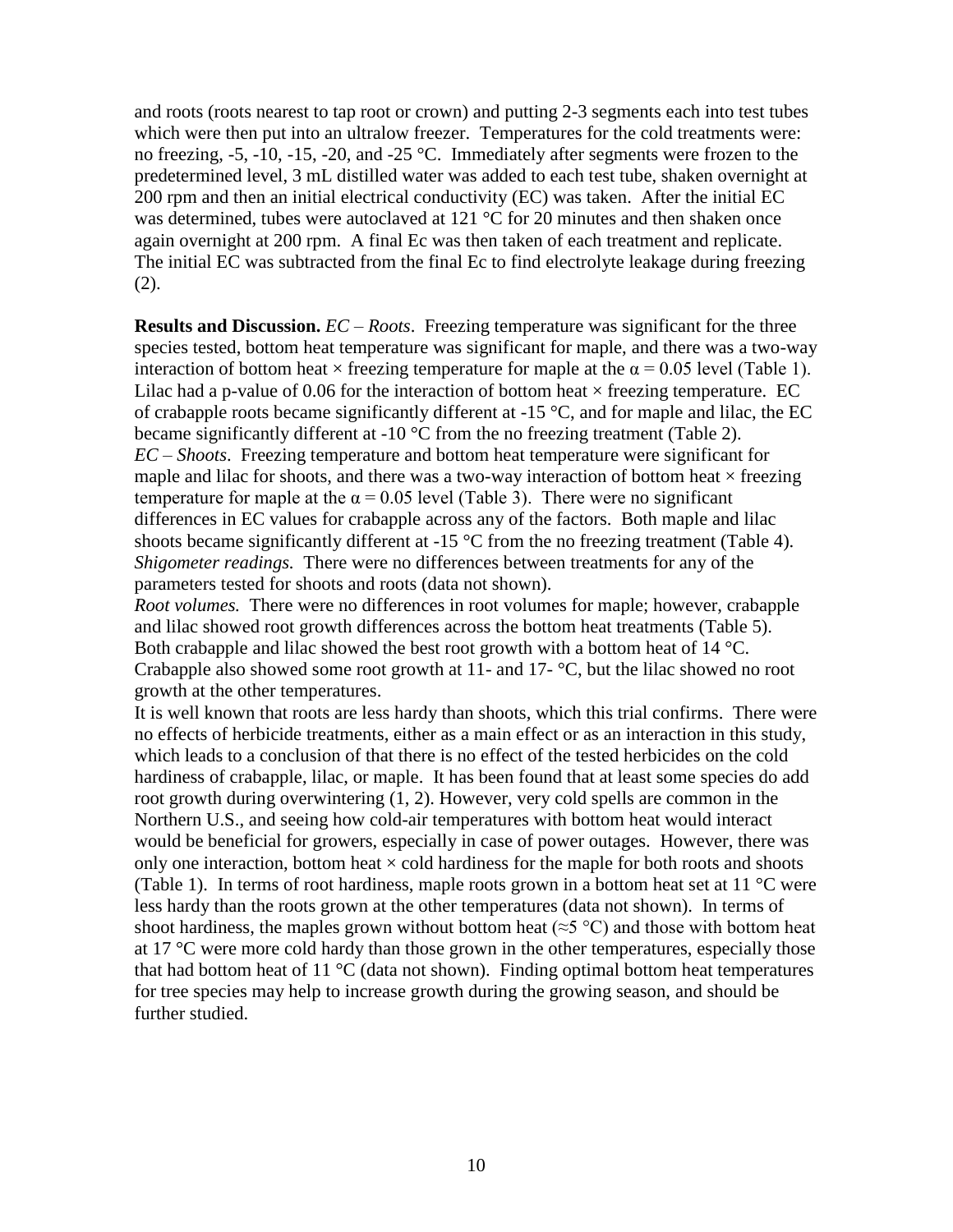and roots (roots nearest to tap root or crown) and putting 2-3 segments each into test tubes which were then put into an ultralow freezer. Temperatures for the cold treatments were: no freezing, -5, -10, -15, -20, and -25 °C. Immediately after segments were frozen to the predetermined level, 3 mL distilled water was added to each test tube, shaken overnight at 200 rpm and then an initial electrical conductivity (EC) was taken. After the initial EC was determined, tubes were autoclaved at 121 °C for 20 minutes and then shaken once again overnight at 200 rpm. A final Ec was then taken of each treatment and replicate. The initial EC was subtracted from the final Ec to find electrolyte leakage during freezing (2).

**Results and Discussion.** *EC – Roots*. Freezing temperature was significant for the three species tested, bottom heat temperature was significant for maple, and there was a two-way interaction of bottom heat × freezing temperature for maple at the $\alpha = 0.05$ level (Table 1). Lilac had a p-value of 0.06 for the interaction of bottom heat × freezing temperature. EC of crabapple roots became significantly different at -15 °C, and for maple and lilac, the EC became significantly different at -10 °C from the no freezing treatment (Table 2).
*EC – Shoots*. Freezing temperature and bottom heat temperature were significant for maple and lilac for shoots, and there was a two-way interaction of bottom heat × freezing temperature for maple at the $\alpha = 0.05$ level (Table 3). There were no significant differences in EC values for crabapple across any of the factors. Both maple and lilac shoots became significantly different at -15 °C from the no freezing treatment (Table 4).
*Shigometer readings.* There were no differences between treatments for any of the parameters tested for shoots and roots (data not shown).
*Root volumes.* There were no differences in root volumes for maple; however, crabapple and lilac showed root growth differences across the bottom heat treatments (Table 5). Both crabapple and lilac showed the best root growth with a bottom heat of 14 °C. Crabapple also showed some root growth at 11- and 17- °C, but the lilac showed no root growth at the other temperatures.
It is well known that roots are less hardy than shoots, which this trial confirms. There were no effects of herbicide treatments, either as a main effect or as an interaction in this study, which leads to a conclusion of that there is no effect of the tested herbicides on the cold hardiness of crabapple, lilac, or maple. It has been found that at least some species do add root growth during overwintering (1, 2). However, very cold spells are common in the Northern U.S., and seeing how cold-air temperatures with bottom heat would interact would be beneficial for growers, especially in case of power outages. However, there was only one interaction, bottom heat × cold hardiness for the maple for both roots and shoots (Table 1). In terms of root hardiness, maple roots grown in a bottom heat set at 11 °C were less hardy than the roots grown at the other temperatures (data not shown). In terms of shoot hardiness, the maples grown without bottom heat (≈5 °C) and those with bottom heat at 17 °C were more cold hardy than those grown in the other temperatures, especially those that had bottom heat of 11 °C (data not shown). Finding optimal bottom heat temperatures for tree species may help to increase growth during the growing season, and should be further studied.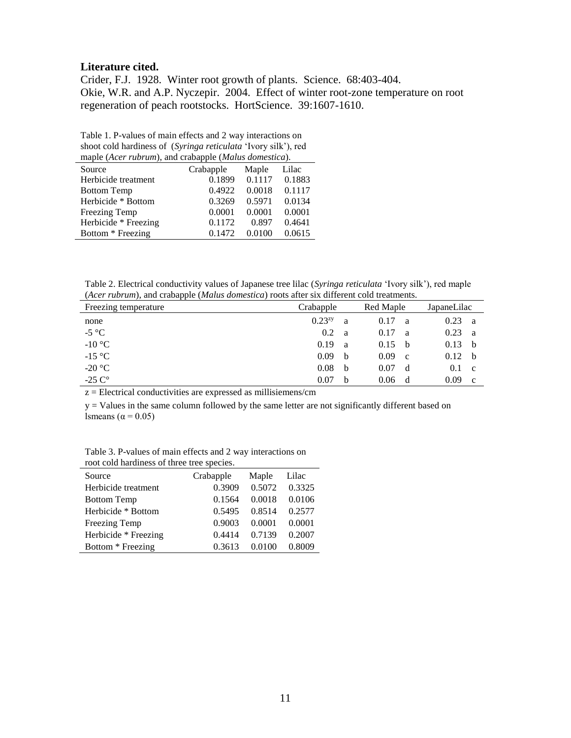**Literature cited.**

Crider, F.J. 1928. Winter root growth of plants. Science. 68:403-404.

Okie, W.R. and A.P. Nyczepir. 2004. Effect of winter root-zone temperature on root regeneration of peach rootstocks. HortScience. 39:1607-1610.

Table 1. P-values of main effects and 2 way interactions on shoot cold hardiness of (*Syringa reticulata* 'Ivory silk'), red maple (*Acer rubrum*), and crabapple (*Malus domestica*).

| Source | Crabapple | Maple | Lilac |
|---|---|---|---|
| Herbicide treatment | 0.1899 | 0.1117 | 0.1883 |
| Bottom Temp | 0.4922 | 0.0018 | 0.1117 |
| Herbicide * Bottom | 0.3269 | 0.5971 | 0.0134 |
| Freezing Temp | 0.0001 | 0.0001 | 0.0001 |
| Herbicide * Freezing | 0.1172 | 0.897 | 0.4641 |
| Bottom * Freezing | 0.1472 | 0.0100 | 0.0615 |

Table 2. Electrical conductivity values of Japanese tree lilac (*Syringa reticulata* 'Ivory silk'), red maple (*Acer rubrum*), and crabapple (*Malus domestica*) roots after six different cold treatments.

| Freezing temperature | Crabapple | | Red Maple | | JapaneLilac | |
|---|---|---|---|---|---|---|
| none | 0.23[zy] | a | 0.17 | a | 0.23 | a |
| -5 °C | 0.2 | a | 0.17 | a | 0.23 | a |
| -10 °C | 0.19 | a | 0.15 | b | 0.13 | b |
| -15 °C | 0.09 | b | 0.09 | c | 0.12 | b |
| -20 °C | 0.08 | b | 0.07 | d | 0.1 | c |
| -25 C° | 0.07 | b | 0.06 | d | 0.09 | c |

z = Electrical conductivities are expressed as millisiemens/cm

y = Values in the same column followed by the same letter are not significantly different based on lsmeans ($\alpha = 0.05$)

Table 3. P-values of main effects and 2 way interactions on root cold hardiness of three tree species.

| Source | Crabapple | Maple | Lilac |
|---|---|---|---|
| Herbicide treatment | 0.3909 | 0.5072 | 0.3325 |
| Bottom Temp | 0.1564 | 0.0018 | 0.0106 |
| Herbicide * Bottom | 0.5495 | 0.8514 | 0.2577 |
| Freezing Temp | 0.9003 | 0.0001 | 0.0001 |
| Herbicide * Freezing | 0.4414 | 0.7139 | 0.2007 |
| Bottom * Freezing | 0.3613 | 0.0100 | 0.8009 |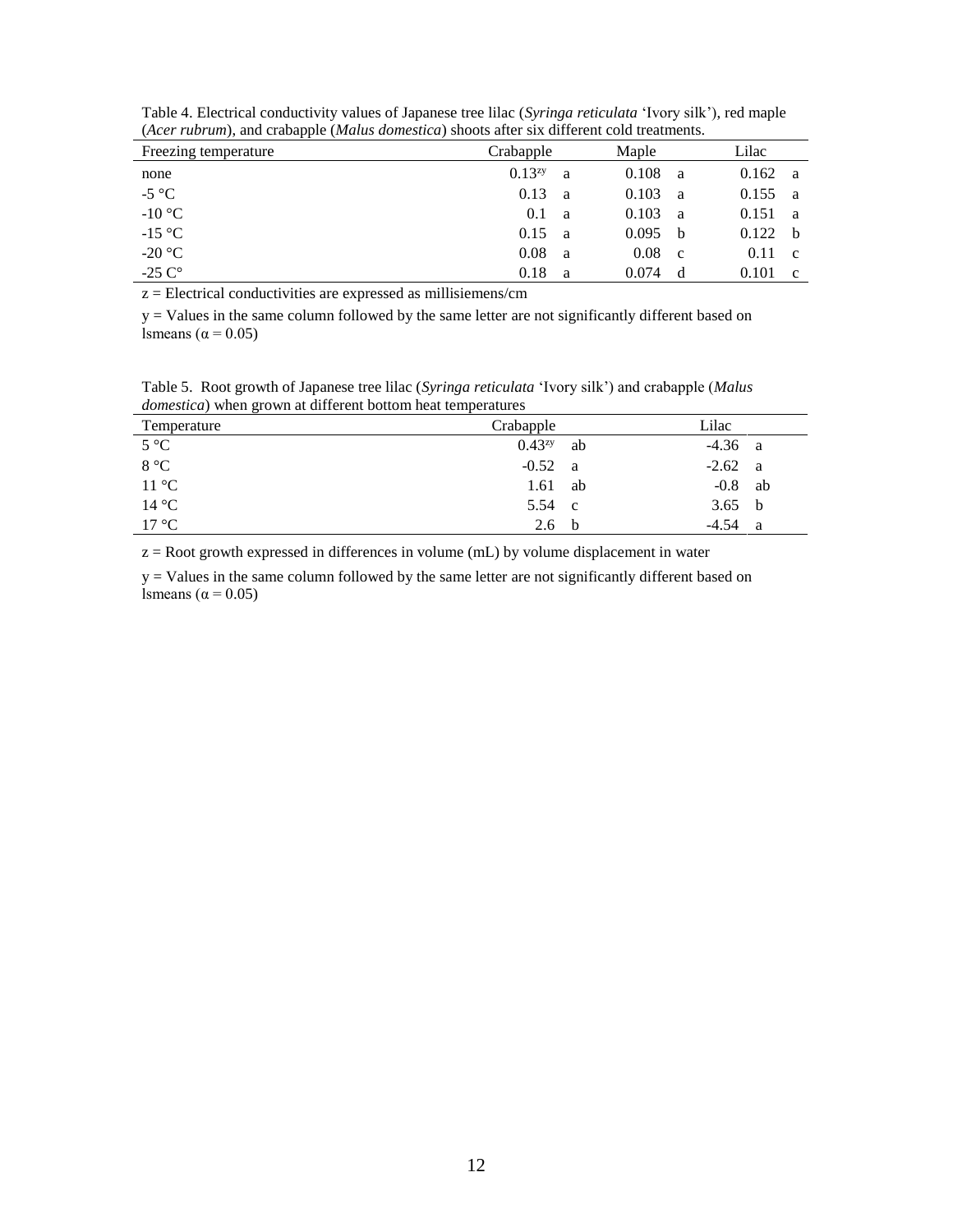Table 4. Electrical conductivity values of Japanese tree lilac (*Syringa reticulata* 'Ivory silk'), red maple (*Acer rubrum*), and crabapple (*Malus domestica*) shoots after six different cold treatments.

| Freezing temperature | Crabapple | | Maple | | Lilac | |
|---|---|---|---|---|---|---|
| none | 0.13[zy] | a | 0.108 | a | 0.162 | a |
| -5 °C | 0.13 | a | 0.103 | a | 0.155 | a |
| -10 °C | 0.1 | a | 0.103 | a | 0.151 | a |
| -15 °C | 0.15 | a | 0.095 | b | 0.122 | b |
| -20 °C | 0.08 | a | 0.08 | c | 0.11 | c |
| -25 C° | 0.18 | a | 0.074 | d | 0.101 | c |

z = Electrical conductivities are expressed as millisiemens/cm

y = Values in the same column followed by the same letter are not significantly different based on lsmeans ($\alpha = 0.05$)

Table 5. Root growth of Japanese tree lilac (*Syringa reticulata* 'Ivory silk') and crabapple (*Malus domestica*) when grown at different bottom heat temperatures

| Temperature | Crabapple | | Lilac | |
|---|---|---|---|---|
| 5 °C | 0.43[zy] | ab | -4.36 | a |
| 8 °C | -0.52 | a | -2.62 | a |
| 11 °C | 1.61 | ab | -0.8 | ab |
| 14 °C | 5.54 | c | 3.65 | b |
| 17 °C | 2.6 | b | -4.54 | a |

z = Root growth expressed in differences in volume (mL) by volume displacement in water

y = Values in the same column followed by the same letter are not significantly different based on lsmeans ($\alpha = 0.05$)